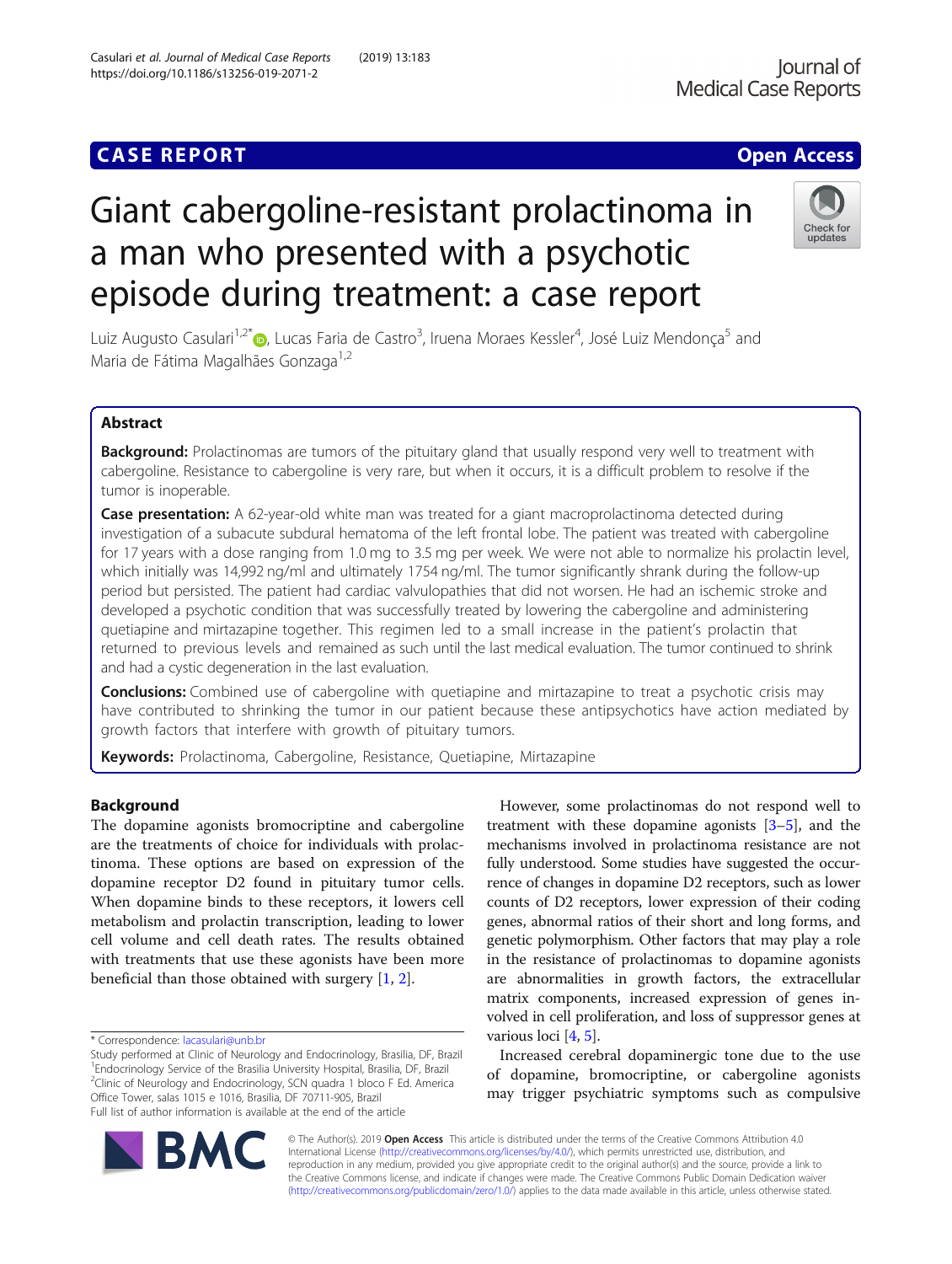CASE REPORT

Open Access

# Giant cabergoline-resistant prolactinoma in a man who presented with a psychotic episode during treatment: a case report

Luiz Augusto Casulari[1,2*], Lucas Faria de Castro[3], Iruena Moraes Kessler[4], José Luiz Mendonça[5] and Maria de Fátima Magalhães Gonzaga[1,2]

## Abstract

**Background:** Prolactinomas are tumors of the pituitary gland that usually respond very well to treatment with cabergoline. Resistance to cabergoline is very rare, but when it occurs, it is a difficult problem to resolve if the tumor is inoperable.

**Case presentation:** A 62-year-old white man was treated for a giant macroprolactinoma detected during investigation of a subacute subdural hematoma of the left frontal lobe. The patient was treated with cabergoline for 17 years with a dose ranging from 1.0 mg to 3.5 mg per week. We were not able to normalize his prolactin level, which initially was 14,992 ng/ml and ultimately 1754 ng/ml. The tumor significantly shrank during the follow-up period but persisted. The patient had cardiac valvulopathies that did not worsen. He had an ischemic stroke and developed a psychotic condition that was successfully treated by lowering the cabergoline and administering quetiapine and mirtazapine together. This regimen led to a small increase in the patient's prolactin that returned to previous levels and remained as such until the last medical evaluation. The tumor continued to shrink and had a cystic degeneration in the last evaluation.

**Conclusions:** Combined use of cabergoline with quetiapine and mirtazapine to treat a psychotic crisis may have contributed to shrinking the tumor in our patient because these antipsychotics have action mediated by growth factors that interfere with growth of pituitary tumors.

**Keywords:** Prolactinoma, Cabergoline, Resistance, Quetiapine, Mirtazapine

## Background

The dopamine agonists bromocriptine and cabergoline are the treatments of choice for individuals with prolactinoma. These options are based on expression of the dopamine receptor D2 found in pituitary tumor cells. When dopamine binds to these receptors, it lowers cell metabolism and prolactin transcription, leading to lower cell volume and cell death rates. The results obtained with treatments that use these agonists have been more beneficial than those obtained with surgery [1, 2].

However, some prolactinomas do not respond well to treatment with these dopamine agonists [3–5], and the mechanisms involved in prolactinoma resistance are not fully understood. Some studies have suggested the occurrence of changes in dopamine D2 receptors, such as lower counts of D2 receptors, lower expression of their coding genes, abnormal ratios of their short and long forms, and genetic polymorphism. Other factors that may play a role in the resistance of prolactinomas to dopamine agonists are abnormalities in growth factors, the extracellular matrix components, increased expression of genes involved in cell proliferation, and loss of suppressor genes at various loci [4, 5].

Increased cerebral dopaminergic tone due to the use of dopamine, bromocriptine, or cabergoline agonists may trigger psychiatric symptoms such as compulsive

---

* Correspondence: lacasulari@unb.br
Study performed at Clinic of Neurology and Endocrinology, Brasilia, DF, Brazil
[1]Endocrinology Service of the Brasilia University Hospital, Brasilia, DF, Brazil
[2]Clinic of Neurology and Endocrinology, SCN quadra 1 bloco F Ed. America Office Tower, salas 1015 e 1016, Brasilia, DF 70711-905, Brazil
Full list of author information is available at the end of the article

© The Author(s). 2019 **Open Access** This article is distributed under the terms of the Creative Commons Attribution 4.0 International License (http://creativecommons.org/licenses/by/4.0/), which permits unrestricted use, distribution, and reproduction in any medium, provided you give appropriate credit to the original author(s) and the source, provide a link to the Creative Commons license, and indicate if changes were made. The Creative Commons Public Domain Dedication waiver (http://creativecommons.org/publicdomain/zero/1.0/) applies to the data made available in this article, unless otherwise stated.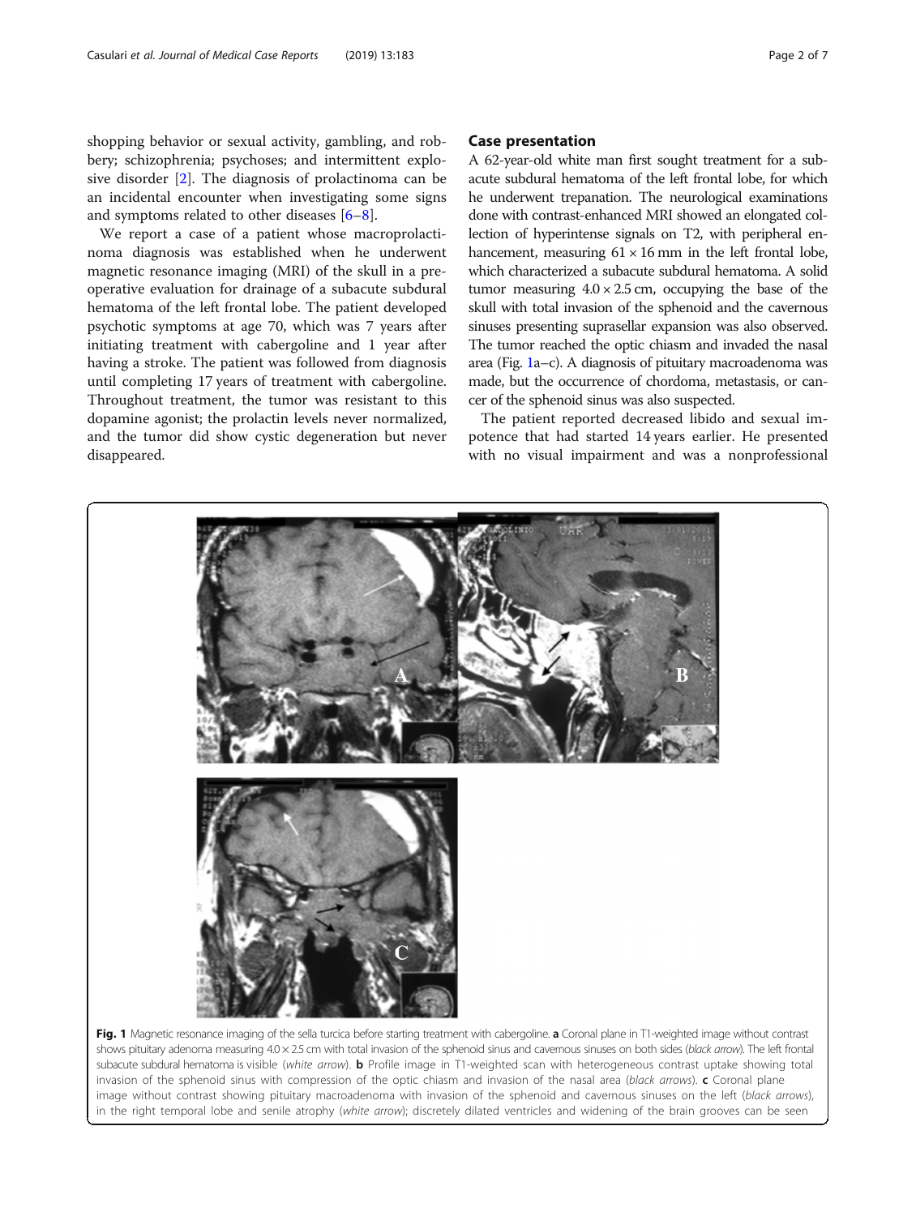shopping behavior or sexual activity, gambling, and robbery; schizophrenia; psychoses; and intermittent explosive disorder [2]. The diagnosis of prolactinoma can be an incidental encounter when investigating some signs and symptoms related to other diseases [6–8].

We report a case of a patient whose macroprolactinoma diagnosis was established when he underwent magnetic resonance imaging (MRI) of the skull in a preoperative evaluation for drainage of a subacute subdural hematoma of the left frontal lobe. The patient developed psychotic symptoms at age 70, which was 7 years after initiating treatment with cabergoline and 1 year after having a stroke. The patient was followed from diagnosis until completing 17 years of treatment with cabergoline. Throughout treatment, the tumor was resistant to this dopamine agonist; the prolactin levels never normalized, and the tumor did show cystic degeneration but never disappeared.

## Case presentation

A 62-year-old white man first sought treatment for a subacute subdural hematoma of the left frontal lobe, for which he underwent trepanation. The neurological examinations done with contrast-enhanced MRI showed an elongated collection of hyperintense signals on T2, with peripheral enhancement, measuring 61 × 16 mm in the left frontal lobe, which characterized a subacute subdural hematoma. A solid tumor measuring 4.0 × 2.5 cm, occupying the base of the skull with total invasion of the sphenoid and the cavernous sinuses presenting suprasellar expansion was also observed. The tumor reached the optic chiasm and invaded the nasal area (Fig. 1a–c). A diagnosis of pituitary macroadenoma was made, but the occurrence of chordoma, metastasis, or cancer of the sphenoid sinus was also suspected.

The patient reported decreased libido and sexual impotence that had started 14 years earlier. He presented with no visual impairment and was a nonprofessional

**Fig. 1** Magnetic resonance imaging of the sella turcica before starting treatment with cabergoline. **a** Coronal plane in T1-weighted image without contrast shows pituitary adenoma measuring 4.0 × 2.5 cm with total invasion of the sphenoid sinus and cavernous sinuses on both sides (*black arrow*). The left frontal subacute subdural hematoma is visible (*white arrow*). **b** Profile image in T1-weighted scan with heterogeneous contrast uptake showing total invasion of the sphenoid sinus with compression of the optic chiasm and invasion of the nasal area (*black arrows*). **c** Coronal plane image without contrast showing pituitary macroadenoma with invasion of the sphenoid and cavernous sinuses on the left (*black arrows*), in the right temporal lobe and senile atrophy (*white arrow*); discretely dilated ventricles and widening of the brain grooves can be seen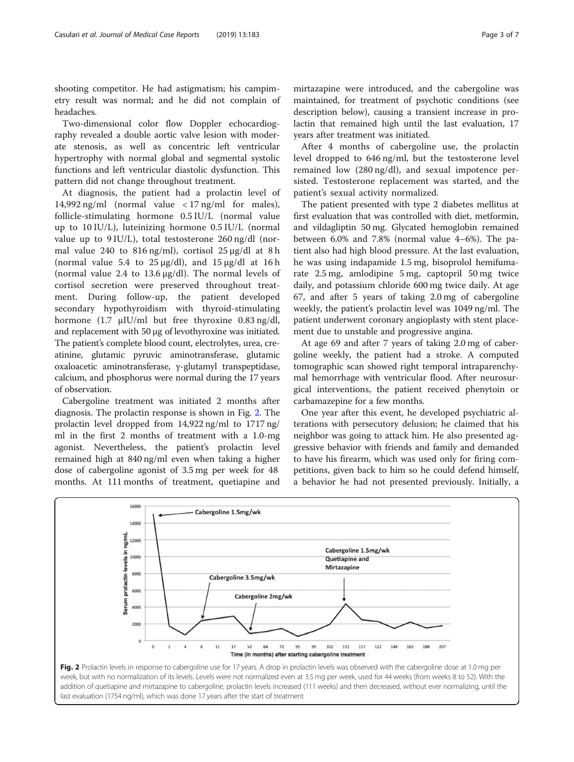shooting competitor. He had astigmatism; his campimetry result was normal; and he did not complain of headaches.

Two-dimensional color flow Doppler echocardiography revealed a double aortic valve lesion with moderate stenosis, as well as concentric left ventricular hypertrophy with normal global and segmental systolic functions and left ventricular diastolic dysfunction. This pattern did not change throughout treatment.

At diagnosis, the patient had a prolactin level of 14,992 ng/ml (normal value < 17 ng/ml for males), follicle-stimulating hormone 0.5 IU/L (normal value up to 10 IU/L), luteinizing hormone 0.5 IU/L (normal value up to 9 IU/L), total testosterone 260 ng/dl (normal value 240 to 816 ng/ml), cortisol 25 μg/dl at 8 h (normal value 5.4 to 25 μg/dl), and 15 μg/dl at 16 h (normal value 2.4 to 13.6 μg/dl). The normal levels of cortisol secretion were preserved throughout treatment. During follow-up, the patient developed secondary hypothyroidism with thyroid-stimulating hormone (1.7 μIU/ml but free thyroxine 0.83 ng/dl, and replacement with 50 μg of levothyroxine was initiated. The patient's complete blood count, electrolytes, urea, creatinine, glutamic pyruvic aminotransferase, glutamic oxaloacetic aminotransferase, γ-glutamyl transpeptidase, calcium, and phosphorus were normal during the 17 years of observation.

Cabergoline treatment was initiated 2 months after diagnosis. The prolactin response is shown in Fig. 2. The prolactin level dropped from 14,922 ng/ml to 1717 ng/ml in the first 2 months of treatment with a 1.0-mg agonist. Nevertheless, the patient's prolactin level remained high at 840 ng/ml even when taking a higher dose of cabergoline agonist of 3.5 mg per week for 48 months. At 111 months of treatment, quetiapine and mirtazapine were introduced, and the cabergoline was maintained, for treatment of psychotic conditions (see description below), causing a transient increase in prolactin that remained high until the last evaluation, 17 years after treatment was initiated.

After 4 months of cabergoline use, the prolactin level dropped to 646 ng/ml, but the testosterone level remained low (280 ng/dl), and sexual impotence persisted. Testosterone replacement was started, and the patient's sexual activity normalized.

The patient presented with type 2 diabetes mellitus at first evaluation that was controlled with diet, metformin, and vildagliptin 50 mg. Glycated hemoglobin remained between 6.0% and 7.8% (normal value 4–6%). The patient also had high blood pressure. At the last evaluation, he was using indapamide 1.5 mg, bisoprolol hemifumarate 2.5 mg, amlodipine 5 mg, captopril 50 mg twice daily, and potassium chloride 600 mg twice daily. At age 67, and after 5 years of taking 2.0 mg of cabergoline weekly, the patient's prolactin level was 1049 ng/ml. The patient underwent coronary angioplasty with stent placement due to unstable and progressive angina.

At age 69 and after 7 years of taking 2.0 mg of cabergoline weekly, the patient had a stroke. A computed tomographic scan showed right temporal intraparenchymal hemorrhage with ventricular flood. After neurosurgical interventions, the patient received phenytoin or carbamazepine for a few months.

One year after this event, he developed psychiatric alterations with persecutory delusion; he claimed that his neighbor was going to attack him. He also presented aggressive behavior with friends and family and demanded to have his firearm, which was used only for firing competitions, given back to him so he could defend himself, a behavior he had not presented previously. Initially, a

**Fig. 2** Prolactin levels in response to cabergoline use for 17 years. A drop in prolactin levels was observed with the cabergoline dose at 1.0 mg per week, but with no normalization of its levels. Levels were not normalized even at 3.5 mg per week, used for 44 weeks (from weeks 8 to 52). With the addition of quetiapine and mirtazapine to cabergoline, prolactin levels increased (111 weeks) and then decreased, without ever normalizing, until the last evaluation (1754 ng/ml), which was done 17 years after the start of treatment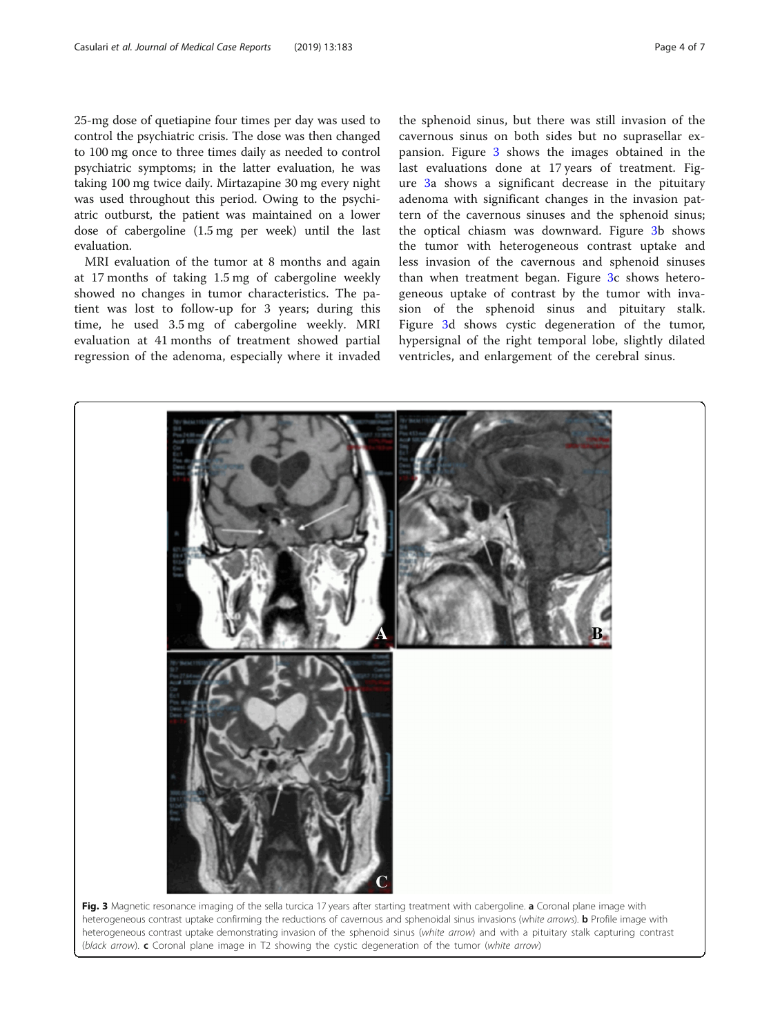25-mg dose of quetiapine four times per day was used to control the psychiatric crisis. The dose was then changed to 100 mg once to three times daily as needed to control psychiatric symptoms; in the latter evaluation, he was taking 100 mg twice daily. Mirtazapine 30 mg every night was used throughout this period. Owing to the psychiatric outburst, the patient was maintained on a lower dose of cabergoline (1.5 mg per week) until the last evaluation.

MRI evaluation of the tumor at 8 months and again at 17 months of taking 1.5 mg of cabergoline weekly showed no changes in tumor characteristics. The patient was lost to follow-up for 3 years; during this time, he used 3.5 mg of cabergoline weekly. MRI evaluation at 41 months of treatment showed partial regression of the adenoma, especially where it invaded the sphenoid sinus, but there was still invasion of the cavernous sinus on both sides but no suprasellar expansion. Figure 3 shows the images obtained in the last evaluations done at 17 years of treatment. Figure 3a shows a significant decrease in the pituitary adenoma with significant changes in the invasion pattern of the cavernous sinuses and the sphenoid sinus; the optical chiasm was downward. Figure 3b shows the tumor with heterogeneous contrast uptake and less invasion of the cavernous and sphenoid sinuses than when treatment began. Figure 3c shows heterogeneous uptake of contrast by the tumor with invasion of the sphenoid sinus and pituitary stalk. Figure 3d shows cystic degeneration of the tumor, hypersignal of the right temporal lobe, slightly dilated ventricles, and enlargement of the cerebral sinus.

**Fig. 3** Magnetic resonance imaging of the sella turcica 17 years after starting treatment with cabergoline. **a** Coronal plane image with heterogeneous contrast uptake confirming the reductions of cavernous and sphenoidal sinus invasions (*white arrows*). **b** Profile image with heterogeneous contrast uptake demonstrating invasion of the sphenoid sinus (*white arrow*) and with a pituitary stalk capturing contrast (*black arrow*). **c** Coronal plane image in T2 showing the cystic degeneration of the tumor (*white arrow*)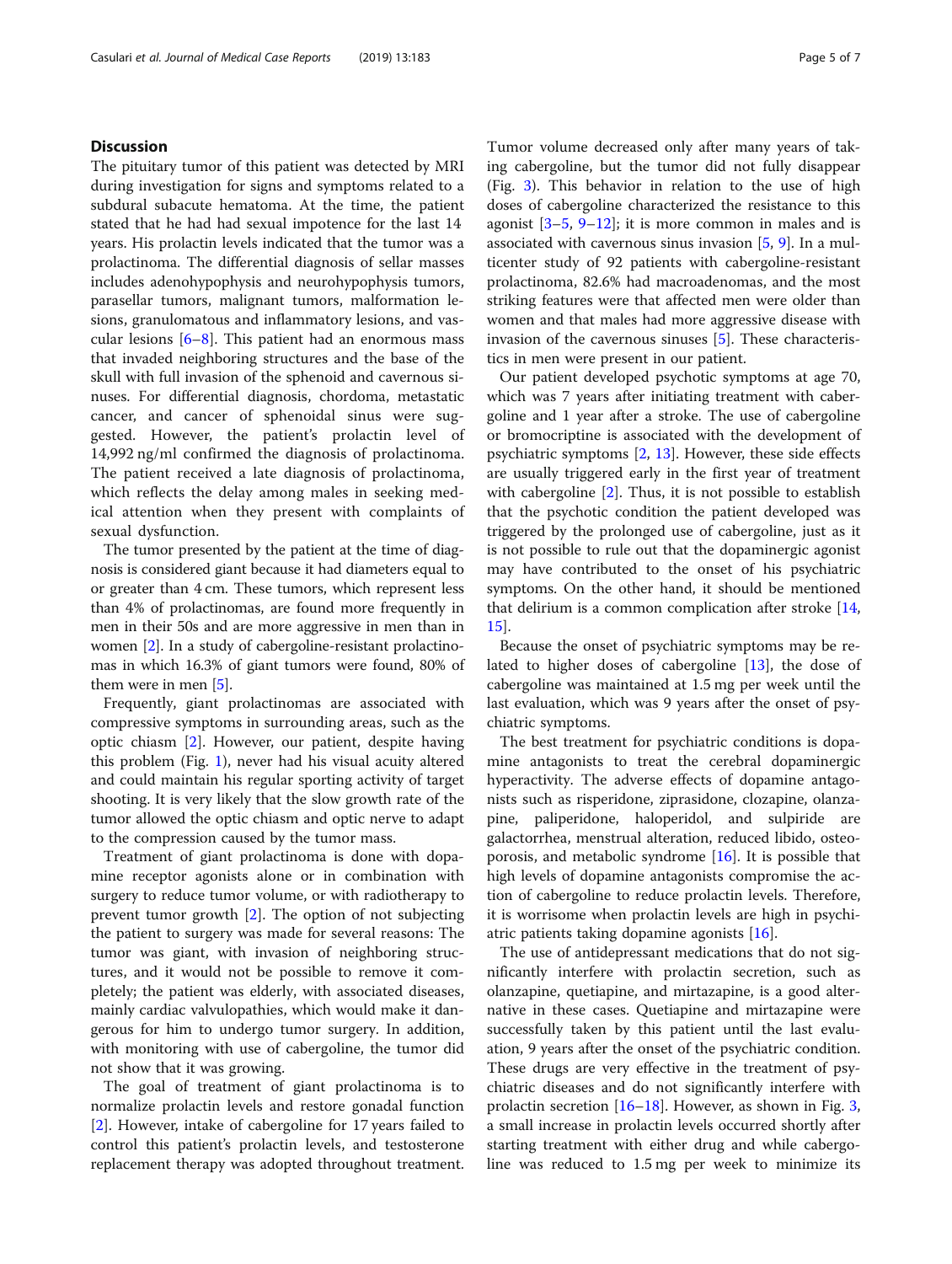## Discussion

The pituitary tumor of this patient was detected by MRI during investigation for signs and symptoms related to a subdural subacute hematoma. At the time, the patient stated that he had had sexual impotence for the last 14 years. His prolactin levels indicated that the tumor was a prolactinoma. The differential diagnosis of sellar masses includes adenohypophysis and neurohypophysis tumors, parasellar tumors, malignant tumors, malformation lesions, granulomatous and inflammatory lesions, and vascular lesions [6–8]. This patient had an enormous mass that invaded neighboring structures and the base of the skull with full invasion of the sphenoid and cavernous sinuses. For differential diagnosis, chordoma, metastatic cancer, and cancer of sphenoidal sinus were suggested. However, the patient's prolactin level of 14,992 ng/ml confirmed the diagnosis of prolactinoma. The patient received a late diagnosis of prolactinoma, which reflects the delay among males in seeking medical attention when they present with complaints of sexual dysfunction.

The tumor presented by the patient at the time of diagnosis is considered giant because it had diameters equal to or greater than 4 cm. These tumors, which represent less than 4% of prolactinomas, are found more frequently in men in their 50s and are more aggressive in men than in women [2]. In a study of cabergoline-resistant prolactinomas in which 16.3% of giant tumors were found, 80% of them were in men [5].

Frequently, giant prolactinomas are associated with compressive symptoms in surrounding areas, such as the optic chiasm [2]. However, our patient, despite having this problem (Fig. 1), never had his visual acuity altered and could maintain his regular sporting activity of target shooting. It is very likely that the slow growth rate of the tumor allowed the optic chiasm and optic nerve to adapt to the compression caused by the tumor mass.

Treatment of giant prolactinoma is done with dopamine receptor agonists alone or in combination with surgery to reduce tumor volume, or with radiotherapy to prevent tumor growth [2]. The option of not subjecting the patient to surgery was made for several reasons: The tumor was giant, with invasion of neighboring structures, and it would not be possible to remove it completely; the patient was elderly, with associated diseases, mainly cardiac valvulopathies, which would make it dangerous for him to undergo tumor surgery. In addition, with monitoring with use of cabergoline, the tumor did not show that it was growing.

The goal of treatment of giant prolactinoma is to normalize prolactin levels and restore gonadal function [2]. However, intake of cabergoline for 17 years failed to control this patient's prolactin levels, and testosterone replacement therapy was adopted throughout treatment. Tumor volume decreased only after many years of taking cabergoline, but the tumor did not fully disappear (Fig. 3). This behavior in relation to the use of high doses of cabergoline characterized the resistance to this agonist [3–5, 9–12]; it is more common in males and is associated with cavernous sinus invasion [5, 9]. In a multicenter study of 92 patients with cabergoline-resistant prolactinoma, 82.6% had macroadenomas, and the most striking features were that affected men were older than women and that males had more aggressive disease with invasion of the cavernous sinuses [5]. These characteristics in men were present in our patient.

Our patient developed psychotic symptoms at age 70, which was 7 years after initiating treatment with cabergoline and 1 year after a stroke. The use of cabergoline or bromocriptine is associated with the development of psychiatric symptoms [2, 13]. However, these side effects are usually triggered early in the first year of treatment with cabergoline [2]. Thus, it is not possible to establish that the psychotic condition the patient developed was triggered by the prolonged use of cabergoline, just as it is not possible to rule out that the dopaminergic agonist may have contributed to the onset of his psychiatric symptoms. On the other hand, it should be mentioned that delirium is a common complication after stroke [14, 15].

Because the onset of psychiatric symptoms may be related to higher doses of cabergoline [13], the dose of cabergoline was maintained at 1.5 mg per week until the last evaluation, which was 9 years after the onset of psychiatric symptoms.

The best treatment for psychiatric conditions is dopamine antagonists to treat the cerebral dopaminergic hyperactivity. The adverse effects of dopamine antagonists such as risperidone, ziprasidone, clozapine, olanzapine, paliperidone, haloperidol, and sulpiride are galactorrhea, menstrual alteration, reduced libido, osteoporosis, and metabolic syndrome [16]. It is possible that high levels of dopamine antagonists compromise the action of cabergoline to reduce prolactin levels. Therefore, it is worrisome when prolactin levels are high in psychiatric patients taking dopamine agonists [16].

The use of antidepressant medications that do not significantly interfere with prolactin secretion, such as olanzapine, quetiapine, and mirtazapine, is a good alternative in these cases. Quetiapine and mirtazapine were successfully taken by this patient until the last evaluation, 9 years after the onset of the psychiatric condition. These drugs are very effective in the treatment of psychiatric diseases and do not significantly interfere with prolactin secretion [16–18]. However, as shown in Fig. 3, a small increase in prolactin levels occurred shortly after starting treatment with either drug and while cabergoline was reduced to 1.5 mg per week to minimize its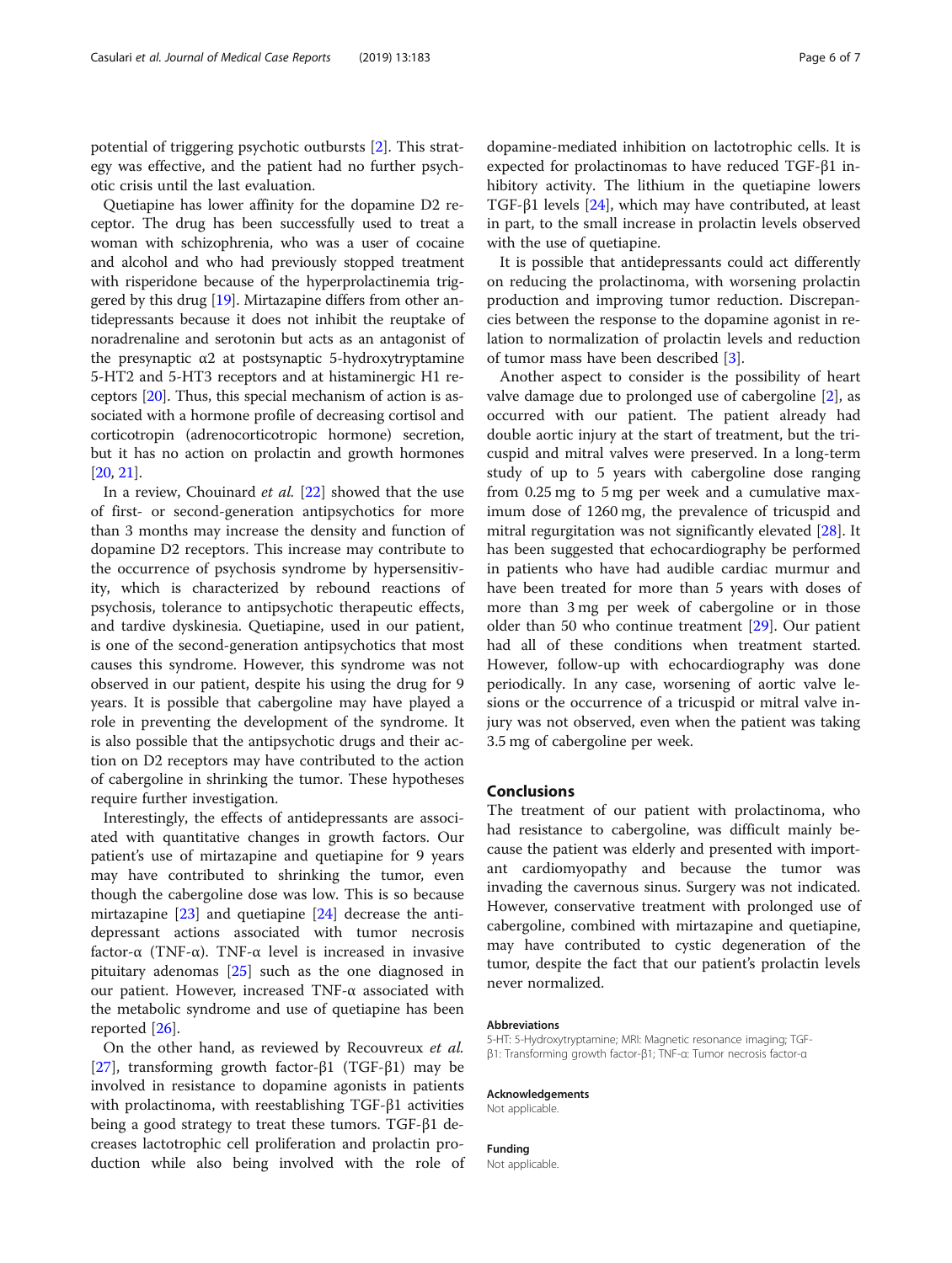potential of triggering psychotic outbursts [2]. This strategy was effective, and the patient had no further psychotic crisis until the last evaluation.

Quetiapine has lower affinity for the dopamine D2 receptor. The drug has been successfully used to treat a woman with schizophrenia, who was a user of cocaine and alcohol and who had previously stopped treatment with risperidone because of the hyperprolactinemia triggered by this drug [19]. Mirtazapine differs from other antidepressants because it does not inhibit the reuptake of noradrenaline and serotonin but acts as an antagonist of the presynaptic α2 at postsynaptic 5-hydroxytryptamine 5-HT2 and 5-HT3 receptors and at histaminergic H1 receptors [20]. Thus, this special mechanism of action is associated with a hormone profile of decreasing cortisol and corticotropin (adrenocorticotropic hormone) secretion, but it has no action on prolactin and growth hormones [20, 21].

In a review, Chouinard *et al.* [22] showed that the use of first- or second-generation antipsychotics for more than 3 months may increase the density and function of dopamine D2 receptors. This increase may contribute to the occurrence of psychosis syndrome by hypersensitivity, which is characterized by rebound reactions of psychosis, tolerance to antipsychotic therapeutic effects, and tardive dyskinesia. Quetiapine, used in our patient, is one of the second-generation antipsychotics that most causes this syndrome. However, this syndrome was not observed in our patient, despite his using the drug for 9 years. It is possible that cabergoline may have played a role in preventing the development of the syndrome. It is also possible that the antipsychotic drugs and their action on D2 receptors may have contributed to the action of cabergoline in shrinking the tumor. These hypotheses require further investigation.

Interestingly, the effects of antidepressants are associated with quantitative changes in growth factors. Our patient's use of mirtazapine and quetiapine for 9 years may have contributed to shrinking the tumor, even though the cabergoline dose was low. This is so because mirtazapine [23] and quetiapine [24] decrease the antidepressant actions associated with tumor necrosis factor-α (TNF-α). TNF-α level is increased in invasive pituitary adenomas [25] such as the one diagnosed in our patient. However, increased TNF-α associated with the metabolic syndrome and use of quetiapine has been reported [26].

On the other hand, as reviewed by Recouvreux *et al.* [27], transforming growth factor-β1 (TGF-β1) may be involved in resistance to dopamine agonists in patients with prolactinoma, with reestablishing TGF-β1 activities being a good strategy to treat these tumors. TGF-β1 decreases lactotrophic cell proliferation and prolactin production while also being involved with the role of dopamine-mediated inhibition on lactotrophic cells. It is expected for prolactinomas to have reduced TGF-β1 inhibitory activity. The lithium in the quetiapine lowers TGF-β1 levels [24], which may have contributed, at least in part, to the small increase in prolactin levels observed with the use of quetiapine.

It is possible that antidepressants could act differently on reducing the prolactinoma, with worsening prolactin production and improving tumor reduction. Discrepancies between the response to the dopamine agonist in relation to normalization of prolactin levels and reduction of tumor mass have been described [3].

Another aspect to consider is the possibility of heart valve damage due to prolonged use of cabergoline [2], as occurred with our patient. The patient already had double aortic injury at the start of treatment, but the tricuspid and mitral valves were preserved. In a long-term study of up to 5 years with cabergoline dose ranging from 0.25 mg to 5 mg per week and a cumulative maximum dose of 1260 mg, the prevalence of tricuspid and mitral regurgitation was not significantly elevated [28]. It has been suggested that echocardiography be performed in patients who have had audible cardiac murmur and have been treated for more than 5 years with doses of more than 3 mg per week of cabergoline or in those older than 50 who continue treatment [29]. Our patient had all of these conditions when treatment started. However, follow-up with echocardiography was done periodically. In any case, worsening of aortic valve lesions or the occurrence of a tricuspid or mitral valve injury was not observed, even when the patient was taking 3.5 mg of cabergoline per week.

## Conclusions

The treatment of our patient with prolactinoma, who had resistance to cabergoline, was difficult mainly because the patient was elderly and presented with important cardiomyopathy and because the tumor was invading the cavernous sinus. Surgery was not indicated. However, conservative treatment with prolonged use of cabergoline, combined with mirtazapine and quetiapine, may have contributed to cystic degeneration of the tumor, despite the fact that our patient's prolactin levels never normalized.

#### Abbreviations

5-HT: 5-Hydroxytryptamine; MRI: Magnetic resonance imaging; TGF-β1: Transforming growth factor-β1; TNF-α: Tumor necrosis factor-α

#### Acknowledgements

Not applicable.

#### Funding

Not applicable.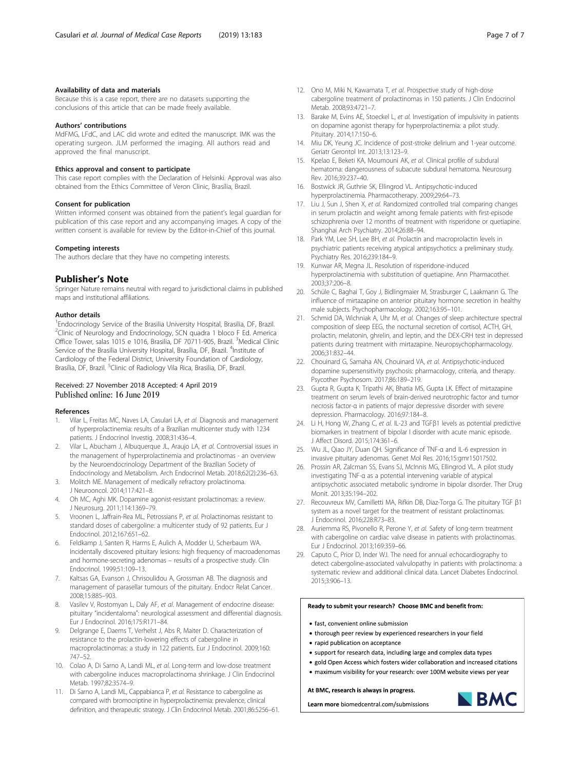#### Availability of data and materials

Because this is a case report, there are no datasets supporting the conclusions of this article that can be made freely available.

#### Authors' contributions

MdFMG, LFdC, and LAC did wrote and edited the manuscript. IMK was the operating surgeon. JLM performed the imaging. All authors read and approved the final manuscript.

#### Ethics approval and consent to participate

This case report complies with the Declaration of Helsinki. Approval was also obtained from the Ethics Committee of Veron Clinic, Brasília, Brazil.

#### Consent for publication

Written informed consent was obtained from the patient's legal guardian for publication of this case report and any accompanying images. A copy of the written consent is available for review by the Editor-in-Chief of this journal.

#### Competing interests

The authors declare that they have no competing interests.

## Publisher's Note

Springer Nature remains neutral with regard to jurisdictional claims in published maps and institutional affiliations.

#### Author details

[1]Endocrinology Service of the Brasilia University Hospital, Brasilia, DF, Brazil. [2]Clinic of Neurology and Endocrinology, SCN quadra 1 bloco F Ed. America Office Tower, salas 1015 e 1016, Brasilia, DF 70711-905, Brazil. [3]Medical Clinic Service of the Brasilia University Hospital, Brasília, DF, Brazil. [4]Institute of Cardiology of the Federal District, University Foundation of Cardiology, Brasília, DF, Brazil. [5]Clinic of Radiology Vila Rica, Brasilia, DF, Brazil.

Received: 27 November 2018 Accepted: 4 April 2019
Published online: 16 June 2019

#### References

1. Vilar L, Freitas MC, Naves LA, Casulari LA, *et al.* Diagnosis and management of hyperprolactinemia: results of a Brazilian multicenter study with 1234 patients. J Endocrinol Investig. 2008;31:436–4.
2. Vilar L, Abucham J, Albuquerque JL, Araujo LA, *et al.* Controversial issues in the management of hyperprolactinemia and prolactinomas - an overview by the Neuroendocrinology Department of the Brazilian Society of Endocrinology and Metabolism. Arch Endocrinol Metab. 2018;62(2):236–63.
3. Molitch ME. Management of medically refractory prolactinoma. J Neurooncol. 2014;117:421–8.
4. Oh MC, Aghi MK. Dopamine agonist-resistant prolactinomas: a review. J Neurosurg. 2011;114:1369–79.
5. Vroonen L, Jaffrain-Rea ML, Petrossians P, *et al.* Prolactinomas resistant to standard doses of cabergoline: a multicenter study of 92 patients. Eur J Endocrinol. 2012;167:651–62.
6. Feldkamp J, Santen R, Harms E, Aulich A, Modder U, Scherbaum WA. Incidentally discovered pituitary lesions: high frequency of macroadenomas and hormone-secreting adenomas – results of a prospective study. Clin Endocrinol. 1999;51:109–13.
7. Kaltsas GA, Evanson J, Chrisoulidou A, Grossman AB. The diagnosis and management of parasellar tumours of the pituitary. Endocr Relat Cancer. 2008;15:885–903.
8. Vasilev V, Rostomyan L, Daly AF, *et al.* Management of endocrine disease: pituitary "incidentaloma": neurological assessment and differential diagnosis. Eur J Endocrinol. 2016;175:R171–84.
9. Delgrange E, Daems T, Verhelst J, Abs R, Maiter D. Characterization of resistance to the prolactin-lowering effects of cabergoline in macroprolactinomas: a study in 122 patients. Eur J Endocrinol. 2009;160:747–52.
10. Colao A, Di Sarno A, Landi ML, *et al.* Long-term and low-dose treatment with cabergoline induces macroprolactinoma shrinkage. J Clin Endocrinol Metab. 1997;82:3574–9.
11. Di Sarno A, Landi ML, Cappabianca P, *et al.* Resistance to cabergoline as compared with bromocriptine in hyperprolactinemia: prevalence, clinical definition, and therapeutic strategy. J Clin Endocrinol Metab. 2001;86:5256–61.
12. Ono M, Miki N, Kawamata T, *et al.* Prospective study of high-dose cabergoline treatment of prolactinomas in 150 patients. J Clin Endocrinol Metab. 2008;93:4721–7.
13. Barake M, Evins AE, Stoeckel L, *et al.* Investigation of impulsivity in patients on dopamine agonist therapy for hyperprolactinemia: a pilot study. Pituitary. 2014;17:150–6.
14. Miu DK, Yeung JC. Incidence of post-stroke delirium and 1-year outcome. Geriatr Gerontol Int. 2013;13:123–9.
15. Kpelao E, Beketi KA, Moumouni AK, *et al.* Clinical profile of subdural hematoma: dangerousness of subacute subdural hematoma. Neurosurg Rev. 2016;39:237–40.
16. Bostwick JR, Guthrie SK, Ellingrod VL. Antipsychotic-induced hyperprolactinemia. Pharmacotherapy. 2009;29:64–73.
17. Liu J, Sun J, Shen X, *et al.* Randomized controlled trial comparing changes in serum prolactin and weight among female patients with first-episode schizophrenia over 12 months of treatment with risperidone or quetiapine. Shanghai Arch Psychiatry. 2014;26:88–94.
18. Park YM, Lee SH, Lee BH, *et al.* Prolactin and macroprolactin levels in psychiatric patients receiving atypical antipsychotics: a preliminary study. Psychiatry Res. 2016;239:184–9.
19. Kunwar AR, Megna JL. Resolution of risperidone-induced hyperprolactinemia with substitution of quetiapine. Ann Pharmacother. 2003;37:206–8.
20. Schüle C, Baghai T, Goy J, Bidlingmaier M, Strasburger C, Laakmann G. The influence of mirtazapine on anterior pituitary hormone secretion in healthy male subjects. Psychopharmacology. 2002;163:95–101.
21. Schmid DA, Wichniak A, Uhr M, *et al.* Changes of sleep architecture spectral composition of sleep EEG, the nocturnal secretion of cortisol, ACTH, GH, prolactin, melatonin, ghrelin, and leptin, and the DEX-CRH test in depressed patients during treatment with mirtazapine. Neuropsychopharmacology. 2006;31:832–44.
22. Chouinard G, Samaha AN, Chouinard VA, *et al.* Antipsychotic-induced dopamine supersensitivity psychosis: pharmacology, criteria, and therapy. Psycother Psychosom. 2017;86:189–219.
23. Gupta R, Gupta K, Tripathi AK, Bhatia MS, Gupta LK. Effect of mirtazapine treatment on serum levels of brain-derived neurotrophic factor and tumor necrosis factor-α in patients of major depressive disorder with severe depression. Pharmacology. 2016;97:184–8.
24. Li H, Hong W, Zhang C, *et al.* IL-23 and TGFβ1 levels as potential predictive biomarkers in treatment of bipolar I disorder with acute manic episode. J Affect Disord. 2015;174:361–6.
25. Wu JL, Qiao JY, Duan QH. Significance of TNF-α and IL-6 expression in invasive pituitary adenomas. Genet Mol Res. 2016;15:gmr15017502.
26. Prossin AR, Zalcman SS, Evans SJ, McInnis MG, Ellingrod VL. A pilot study investigating TNF-α as a potential intervening variable of atypical antipsychotic associated metabolic syndrome in bipolar disorder. Ther Drug Monit. 2013;35:194–202.
27. Recouvreux MV, Camilletti MA, Rifkin DB, Diaz-Torga G. The pituitary TGF β1 system as a novel target for the treatment of resistant prolactinomas. J Endocrinol. 2016;228:R73–83.
28. Auriemma RS, Pivonello R, Perone Y, *et al.* Safety of long-term treatment with cabergoline on cardiac valve disease in patients with prolactinomas. Eur J Endocrinol. 2013;169:359–66.
29. Caputo C, Prior D, Inder WJ. The need for annual echocardiography to detect cabergoline-associated valvulopathy in patients with prolactinoma: a systematic review and additional clinical data. Lancet Diabetes Endocrinol. 2015;3:906–13.

**Ready to submit your research? Choose BMC and benefit from:**

- fast, convenient online submission
- thorough peer review by experienced researchers in your field
- rapid publication on acceptance
- support for research data, including large and complex data types
- gold Open Access which fosters wider collaboration and increased citations
- maximum visibility for your research: over 100M website views per year

**At BMC, research is always in progress.**

**Learn more** biomedcentral.com/submissions

BMC